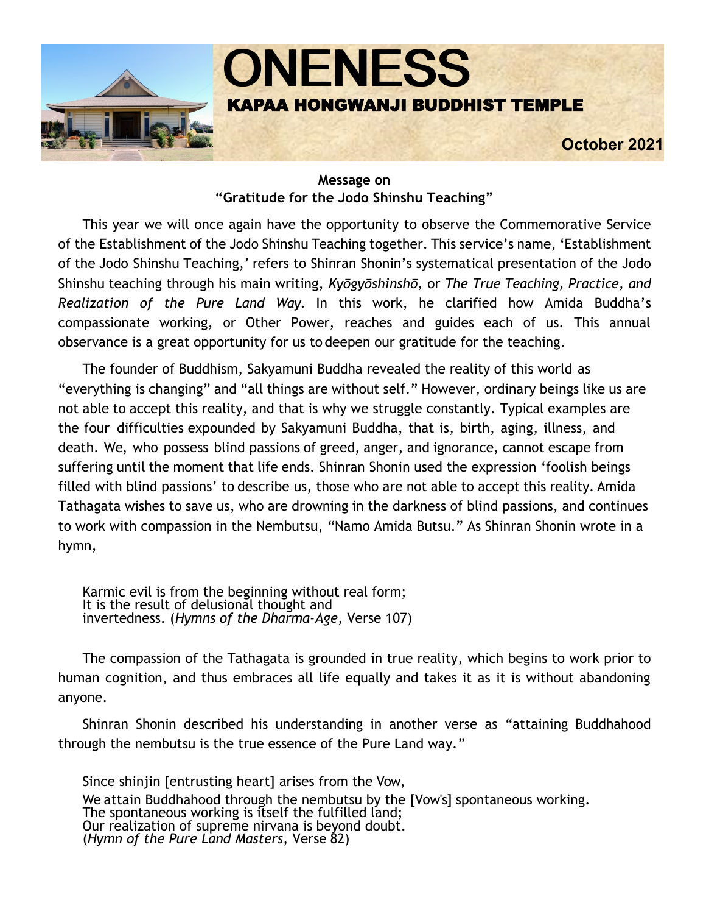# ONENESS

## KAPAA HONGWANJI BUDDHIST TEMPLE

**October 2021**

**Message on**
**"Gratitude for the Jodo Shinshu Teaching"**

This year we will once again have the opportunity to observe the Commemorative Service of the Establishment of the Jodo Shinshu Teaching together. This service's name, 'Establishment of the Jodo Shinshu Teaching,' refers to Shinran Shonin's systematical presentation of the Jodo Shinshu teaching through his main writing, *Kyōgyōshinshō,* or *The True Teaching, Practice, and Realization of the Pure Land Way.* In this work, he clarified how Amida Buddha's compassionate working, or Other Power, reaches and guides each of us. This annual observance is a great opportunity for us to deepen our gratitude for the teaching.

The founder of Buddhism, Sakyamuni Buddha revealed the reality of this world as "everything is changing" and "all things are without self." However, ordinary beings like us are not able to accept this reality, and that is why we struggle constantly. Typical examples are the four difficulties expounded by Sakyamuni Buddha, that is, birth, aging, illness, and death. We, who possess blind passions of greed, anger, and ignorance, cannot escape from suffering until the moment that life ends. Shinran Shonin used the expression 'foolish beings filled with blind passions' to describe us, those who are not able to accept this reality. Amida Tathagata wishes to save us, who are drowning in the darkness of blind passions, and continues to work with compassion in the Nembutsu, "Namo Amida Butsu." As Shinran Shonin wrote in a hymn,

> Karmic evil is from the beginning without real form;
> It is the result of delusional thought and
> invertedness. (*Hymns of the Dharma-Age,* Verse 107)

The compassion of the Tathagata is grounded in true reality, which begins to work prior to human cognition, and thus embraces all life equally and takes it as it is without abandoning anyone.

Shinran Shonin described his understanding in another verse as "attaining Buddhahood through the nembutsu is the true essence of the Pure Land way."

> Since shinjin [entrusting heart] arises from the Vow,
> We attain Buddhahood through the nembutsu by the [Vow's] spontaneous working.
> The spontaneous working is itself the fulfilled land;
> Our realization of supreme nirvana is beyond doubt.
> (*Hymn of the Pure Land Masters,* Verse 82)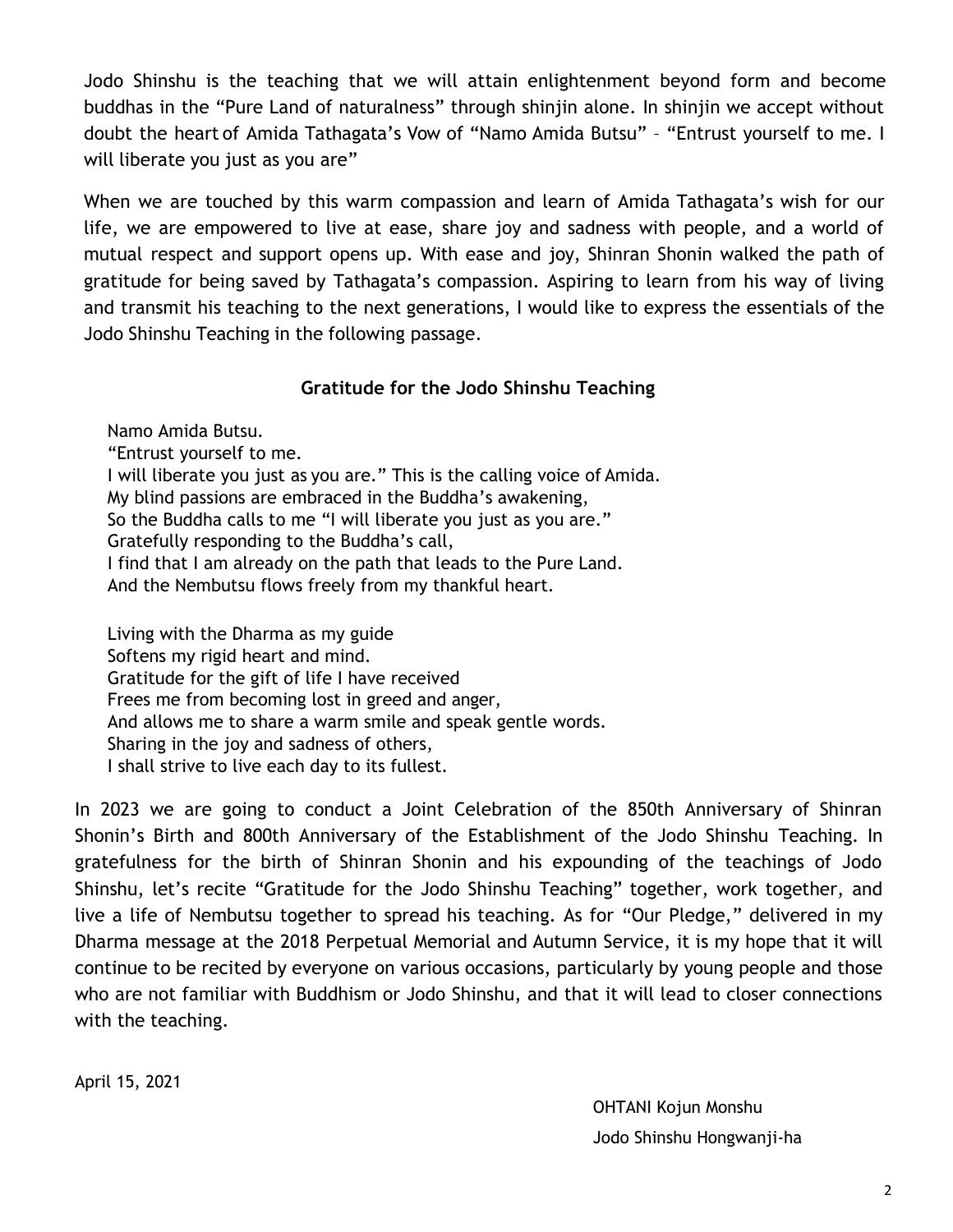Jodo Shinshu is the teaching that we will attain enlightenment beyond form and become buddhas in the "Pure Land of naturalness" through shinjin alone. In shinjin we accept without doubt the heart of Amida Tathagata's Vow of "Namo Amida Butsu" – "Entrust yourself to me. I will liberate you just as you are"

When we are touched by this warm compassion and learn of Amida Tathagata's wish for our life, we are empowered to live at ease, share joy and sadness with people, and a world of mutual respect and support opens up. With ease and joy, Shinran Shonin walked the path of gratitude for being saved by Tathagata's compassion. Aspiring to learn from his way of living and transmit his teaching to the next generations, I would like to express the essentials of the Jodo Shinshu Teaching in the following passage.

**Gratitude for the Jodo Shinshu Teaching**

Namo Amida Butsu.
"Entrust yourself to me.
I will liberate you just as you are." This is the calling voice of Amida.
My blind passions are embraced in the Buddha's awakening,
So the Buddha calls to me "I will liberate you just as you are."
Gratefully responding to the Buddha's call,
I find that I am already on the path that leads to the Pure Land.
And the Nembutsu flows freely from my thankful heart.

Living with the Dharma as my guide
Softens my rigid heart and mind.
Gratitude for the gift of life I have received
Frees me from becoming lost in greed and anger,
And allows me to share a warm smile and speak gentle words.
Sharing in the joy and sadness of others,
I shall strive to live each day to its fullest.

In 2023 we are going to conduct a Joint Celebration of the 850th Anniversary of Shinran Shonin's Birth and 800th Anniversary of the Establishment of the Jodo Shinshu Teaching. In gratefulness for the birth of Shinran Shonin and his expounding of the teachings of Jodo Shinshu, let's recite "Gratitude for the Jodo Shinshu Teaching" together, work together, and live a life of Nembutsu together to spread his teaching. As for "Our Pledge," delivered in my Dharma message at the 2018 Perpetual Memorial and Autumn Service, it is my hope that it will continue to be recited by everyone on various occasions, particularly by young people and those who are not familiar with Buddhism or Jodo Shinshu, and that it will lead to closer connections with the teaching.

April 15, 2021

OHTANI Kojun Monshu
Jodo Shinshu Hongwanji-ha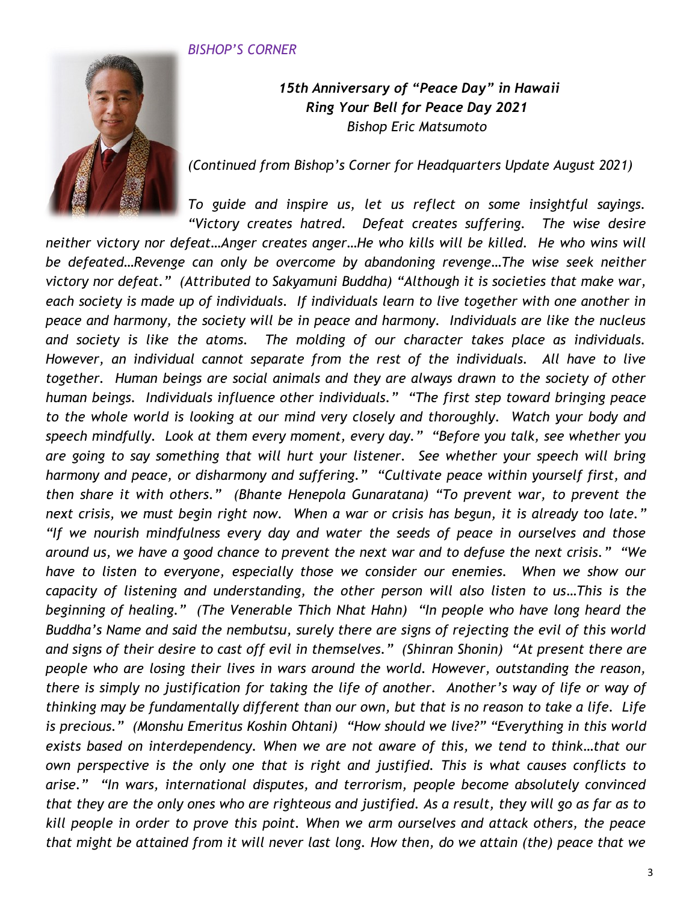*BISHOP'S CORNER*

### *15th Anniversary of "Peace Day" in Hawaii*
### *Ring Your Bell for Peace Day 2021*
*Bishop Eric Matsumoto*

*(Continued from Bishop's Corner for Headquarters Update August 2021)*

*To guide and inspire us, let us reflect on some insightful sayings. "Victory creates hatred. Defeat creates suffering. The wise desire neither victory nor defeat…Anger creates anger…He who kills will be killed. He who wins will be defeated…Revenge can only be overcome by abandoning revenge…The wise seek neither victory nor defeat." (Attributed to Sakyamuni Buddha) "Although it is societies that make war, each society is made up of individuals. If individuals learn to live together with one another in peace and harmony, the society will be in peace and harmony. Individuals are like the nucleus and society is like the atoms. The molding of our character takes place as individuals. However, an individual cannot separate from the rest of the individuals. All have to live together. Human beings are social animals and they are always drawn to the society of other human beings. Individuals influence other individuals." "The first step toward bringing peace to the whole world is looking at our mind very closely and thoroughly. Watch your body and speech mindfully. Look at them every moment, every day." "Before you talk, see whether you are going to say something that will hurt your listener. See whether your speech will bring harmony and peace, or disharmony and suffering." "Cultivate peace within yourself first, and then share it with others." (Bhante Henepola Gunaratana) "To prevent war, to prevent the next crisis, we must begin right now. When a war or crisis has begun, it is already too late." "If we nourish mindfulness every day and water the seeds of peace in ourselves and those around us, we have a good chance to prevent the next war and to defuse the next crisis." "We have to listen to everyone, especially those we consider our enemies. When we show our capacity of listening and understanding, the other person will also listen to us…This is the beginning of healing." (The Venerable Thich Nhat Hahn) "In people who have long heard the Buddha's Name and said the nembutsu, surely there are signs of rejecting the evil of this world and signs of their desire to cast off evil in themselves." (Shinran Shonin) "At present there are people who are losing their lives in wars around the world. However, outstanding the reason, there is simply no justification for taking the life of another. Another's way of life or way of thinking may be fundamentally different than our own, but that is no reason to take a life. Life is precious." (Monshu Emeritus Koshin Ohtani) "How should we live?" "Everything in this world exists based on interdependency. When we are not aware of this, we tend to think…that our own perspective is the only one that is right and justified. This is what causes conflicts to arise." "In wars, international disputes, and terrorism, people become absolutely convinced that they are the only ones who are righteous and justified. As a result, they will go as far as to kill people in order to prove this point. When we arm ourselves and attack others, the peace that might be attained from it will never last long. How then, do we attain (the) peace that we*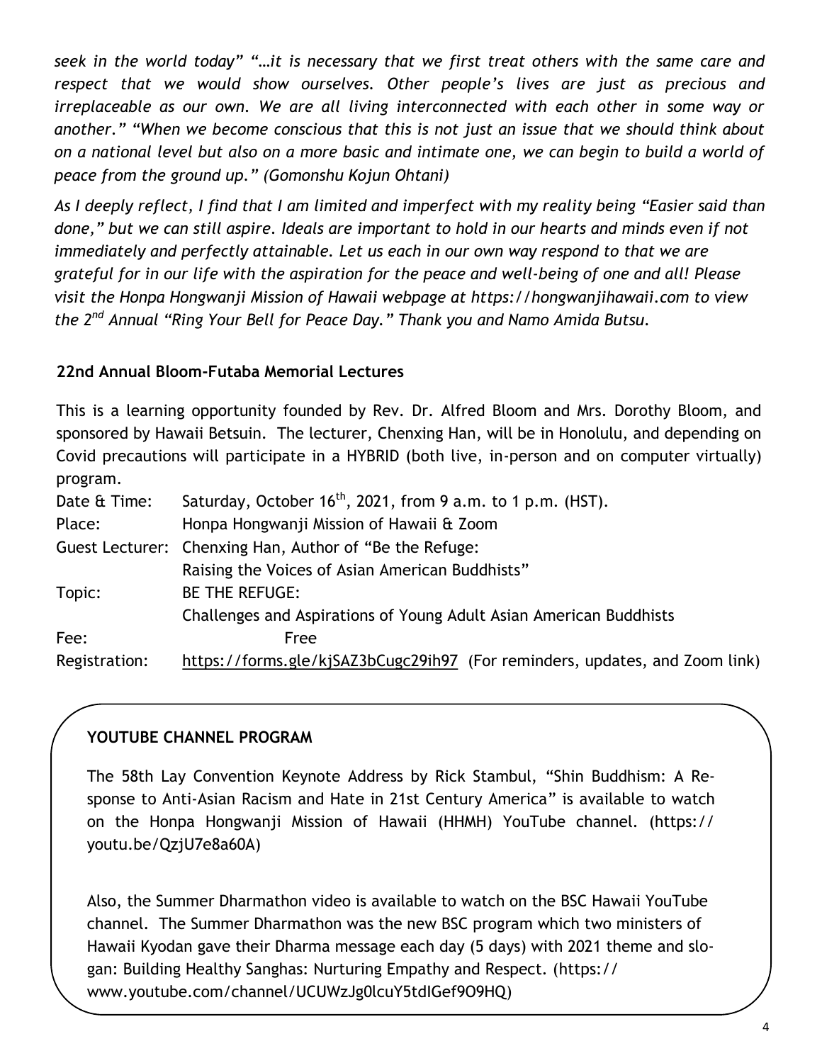*seek in the world today" "…it is necessary that we first treat others with the same care and respect that we would show ourselves. Other people's lives are just as precious and irreplaceable as our own. We are all living interconnected with each other in some way or another." "When we become conscious that this is not just an issue that we should think about on a national level but also on a more basic and intimate one, we can begin to build a world of peace from the ground up." (Gomonshu Kojun Ohtani)*

*As I deeply reflect, I find that I am limited and imperfect with my reality being "Easier said than done," but we can still aspire. Ideals are important to hold in our hearts and minds even if not immediately and perfectly attainable. Let us each in our own way respond to that we are grateful for in our life with the aspiration for the peace and well-being of one and all! Please visit the Honpa Hongwanji Mission of Hawaii webpage at https://hongwanjihawaii.com to view the 2nd Annual "Ring Your Bell for Peace Day." Thank you and Namo Amida Butsu.*

**22nd Annual Bloom-Futaba Memorial Lectures**

This is a learning opportunity founded by Rev. Dr. Alfred Bloom and Mrs. Dorothy Bloom, and sponsored by Hawaii Betsuin. The lecturer, Chenxing Han, will be in Honolulu, and depending on Covid precautions will participate in a HYBRID (both live, in-person and on computer virtually) program.

| | |
|---|---|
| Date & Time: | Saturday, October 16th, 2021, from 9 a.m. to 1 p.m. (HST). |
| Place: | Honpa Hongwanji Mission of Hawaii & Zoom |
| Guest Lecturer: | Chenxing Han, Author of "Be the Refuge: Raising the Voices of Asian American Buddhists" |
| Topic: | BE THE REFUGE: Challenges and Aspirations of Young Adult Asian American Buddhists |
| Fee: | Free |
| Registration: | https://forms.gle/kjSAZ3bCugc29ih97 (For reminders, updates, and Zoom link) |

**YOUTUBE CHANNEL PROGRAM**

The 58th Lay Convention Keynote Address by Rick Stambul, "Shin Buddhism: A Response to Anti-Asian Racism and Hate in 21st Century America" is available to watch on the Honpa Hongwanji Mission of Hawaii (HHMH) YouTube channel. (https://youtu.be/QzjU7e8a60A)

Also, the Summer Dharmathon video is available to watch on the BSC Hawaii YouTube channel. The Summer Dharmathon was the new BSC program which two ministers of Hawaii Kyodan gave their Dharma message each day (5 days) with 2021 theme and slogan: Building Healthy Sanghas: Nurturing Empathy and Respect. (https://www.youtube.com/channel/UCUWzJg0lcuY5tdIGef9O9HQ)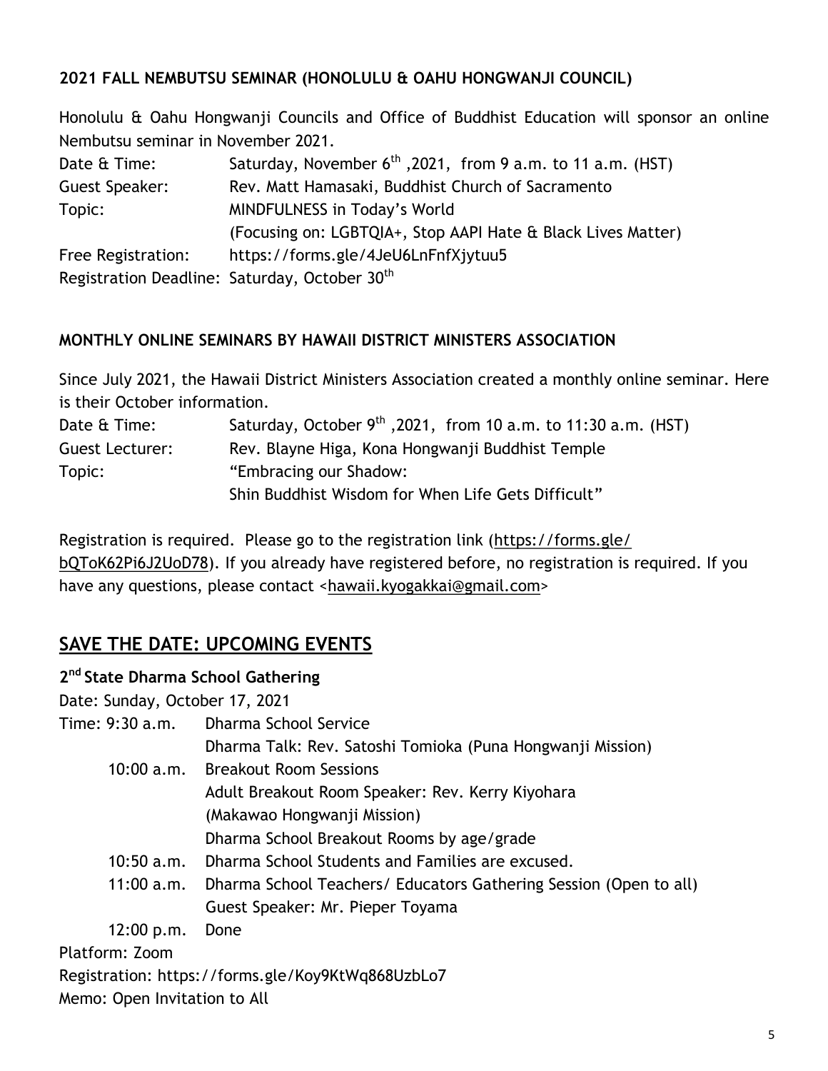**2021 FALL NEMBUTSU SEMINAR (HONOLULU & OAHU HONGWANJI COUNCIL)**

Honolulu & Oahu Hongwanji Councils and Office of Buddhist Education will sponsor an online Nembutsu seminar in November 2021.

Date & Time: Saturday, November 6th ,2021, from 9 a.m. to 11 a.m. (HST)
Guest Speaker: Rev. Matt Hamasaki, Buddhist Church of Sacramento
Topic: MINDFULNESS in Today's World
(Focusing on: LGBTQIA+, Stop AAPI Hate & Black Lives Matter)
Free Registration: https://forms.gle/4JeU6LnFnfXjytuu5
Registration Deadline: Saturday, October 30th

**MONTHLY ONLINE SEMINARS BY HAWAII DISTRICT MINISTERS ASSOCIATION**

Since July 2021, the Hawaii District Ministers Association created a monthly online seminar. Here is their October information.

Date & Time: Saturday, October 9th ,2021, from 10 a.m. to 11:30 a.m. (HST)
Guest Lecturer: Rev. Blayne Higa, Kona Hongwanji Buddhist Temple
Topic: "Embracing our Shadow:
Shin Buddhist Wisdom for When Life Gets Difficult"

Registration is required. Please go to the registration link (https://forms.gle/bQToK62Pi6J2UoD78). If you already have registered before, no registration is required. If you have any questions, please contact <hawaii.kyogakkai@gmail.com>

## SAVE THE DATE: UPCOMING EVENTS

**2nd State Dharma School Gathering**

Date: Sunday, October 17, 2021

Time: 9:30 a.m. Dharma School Service
Dharma Talk: Rev. Satoshi Tomioka (Puna Hongwanji Mission)
10:00 a.m. Breakout Room Sessions
Adult Breakout Room Speaker: Rev. Kerry Kiyohara
(Makawao Hongwanji Mission)
Dharma School Breakout Rooms by age/grade
10:50 a.m. Dharma School Students and Families are excused.
11:00 a.m. Dharma School Teachers/ Educators Gathering Session (Open to all)
Guest Speaker: Mr. Pieper Toyama
12:00 p.m. Done

Platform: Zoom
Registration: https://forms.gle/Koy9KtWq868UzbLo7
Memo: Open Invitation to All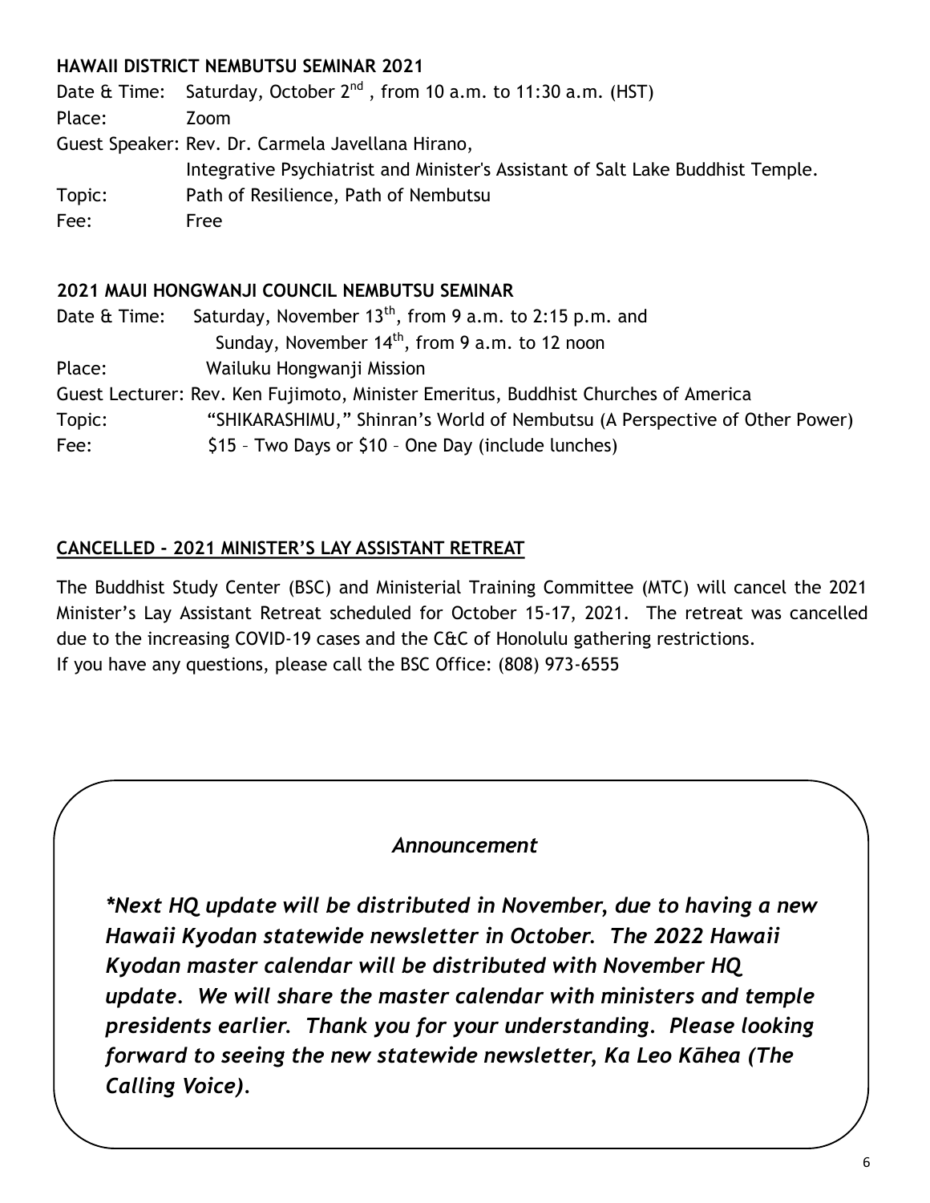**HAWAII DISTRICT NEMBUTSU SEMINAR 2021**

Date & Time: Saturday, October 2nd, from 10 a.m. to 11:30 a.m. (HST)
Place: Zoom
Guest Speaker: Rev. Dr. Carmela Javellana Hirano,
Integrative Psychiatrist and Minister's Assistant of Salt Lake Buddhist Temple.
Topic: Path of Resilience, Path of Nembutsu
Fee: Free

**2021 MAUI HONGWANJI COUNCIL NEMBUTSU SEMINAR**

Date & Time: Saturday, November 13th, from 9 a.m. to 2:15 p.m. and
Sunday, November 14th, from 9 a.m. to 12 noon
Place: Wailuku Hongwanji Mission
Guest Lecturer: Rev. Ken Fujimoto, Minister Emeritus, Buddhist Churches of America
Topic: "SHIKARASHIMU," Shinran's World of Nembutsu (A Perspective of Other Power)
Fee: $15 – Two Days or $10 – One Day (include lunches)

**CANCELLED - 2021 MINISTER'S LAY ASSISTANT RETREAT**

The Buddhist Study Center (BSC) and Ministerial Training Committee (MTC) will cancel the 2021 Minister's Lay Assistant Retreat scheduled for October 15-17, 2021. The retreat was cancelled due to the increasing COVID-19 cases and the C&C of Honolulu gathering restrictions.
If you have any questions, please call the BSC Office: (808) 973-6555

***Announcement***

***Next HQ update will be distributed in November, due to having a new Hawaii Kyodan statewide newsletter in October. The 2022 Hawaii Kyodan master calendar will be distributed with November HQ update. We will share the master calendar with ministers and temple presidents earlier. Thank you for your understanding. Please looking forward to seeing the new statewide newsletter, Ka Leo Kāhea (The Calling Voice).***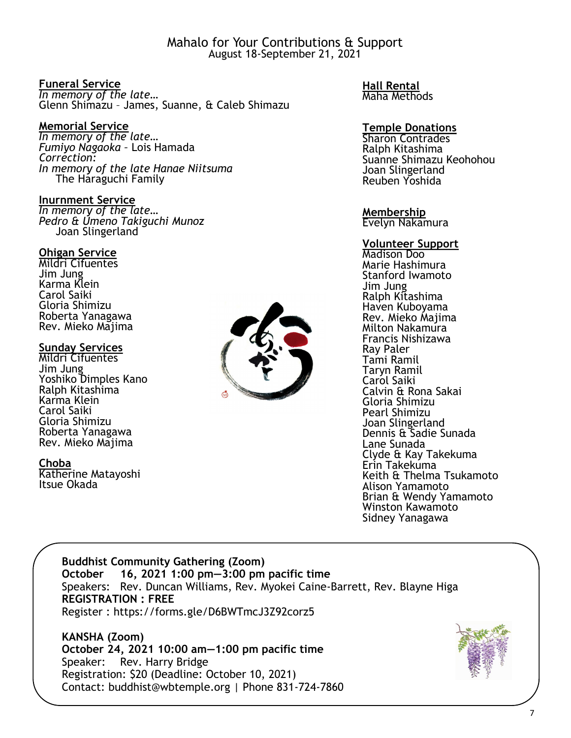# Mahalo for Your Contributions & Support

August 18-September 21, 2021

**Funeral Service**

*In memory of the late…*
Glenn Shimazu – James, Suanne, & Caleb Shimazu

**Memorial Service**

*In memory of the late…*
*Fumiyo Nagaoka* – Lois Hamada
*Correction:*
*In memory of the late Hanae Niitsuma*
The Haraguchi Family

**Inurnment Service**

*In memory of the late…*
*Pedro & Umeno Takiguchi Munoz*
Joan Slingerland

**Ohigan Service**

Mildri Cifuentes
Jim Jung
Karma Klein
Carol Saiki
Gloria Shimizu
Roberta Yanagawa
Rev. Mieko Majima

**Sunday Services**

Mildri Cifuentes
Jim Jung
Yoshiko Dimples Kano
Ralph Kitashima
Karma Klein
Carol Saiki
Gloria Shimizu
Roberta Yanagawa
Rev. Mieko Majima

**Choba**

Katherine Matayoshi
Itsue Okada

**Hall Rental**

Maha Methods

**Temple Donations**

Sharon Contrades
Ralph Kitashima
Suanne Shimazu Keohohou
Joan Slingerland
Reuben Yoshida

**Membership**

Evelyn Nakamura

**Volunteer Support**

Madison Doo
Marie Hashimura
Stanford Iwamoto
Jim Jung
Ralph Kitashima
Haven Kuboyama
Rev. Mieko Majima
Milton Nakamura
Francis Nishizawa
Ray Paler
Tami Ramil
Taryn Ramil
Carol Saiki
Calvin & Rona Sakai
Gloria Shimizu
Pearl Shimizu
Joan Slingerland
Dennis & Sadie Sunada
Lane Sunada
Clyde & Kay Takekuma
Erin Takekuma
Keith & Thelma Tsukamoto
Alison Yamamoto
Brian & Wendy Yamamoto
Winston Kawamoto
Sidney Yanagawa

**Buddhist Community Gathering (Zoom)**
**October 16, 2021 1:00 pm—3:00 pm pacific time**
Speakers: Rev. Duncan Williams, Rev. Myokei Caine-Barrett, Rev. Blayne Higa
**REGISTRATION : FREE**
Register : https://forms.gle/D6BWTmcJ3Z92corz5

**KANSHA (Zoom)**
**October 24, 2021 10:00 am—1:00 pm pacific time**
Speaker: Rev. Harry Bridge
Registration: $20 (Deadline: October 10, 2021)
Contact: buddhist@wbtemple.org | Phone 831-724-7860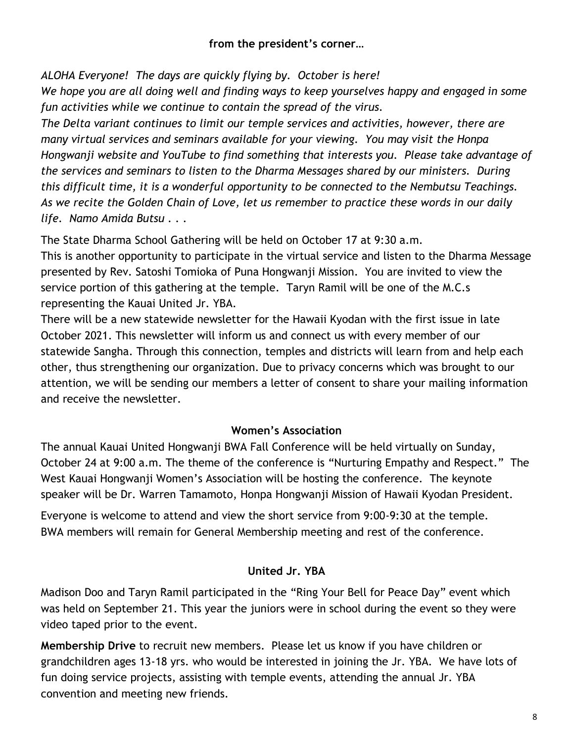## from the president's corner…

*ALOHA Everyone! The days are quickly flying by. October is here!*
*We hope you are all doing well and finding ways to keep yourselves happy and engaged in some fun activities while we continue to contain the spread of the virus.*
*The Delta variant continues to limit our temple services and activities, however, there are many virtual services and seminars available for your viewing. You may visit the Honpa Hongwanji website and YouTube to find something that interests you. Please take advantage of the services and seminars to listen to the Dharma Messages shared by our ministers. During this difficult time, it is a wonderful opportunity to be connected to the Nembutsu Teachings. As we recite the Golden Chain of Love, let us remember to practice these words in our daily life. Namo Amida Butsu . . .*

The State Dharma School Gathering will be held on October 17 at 9:30 a.m.
This is another opportunity to participate in the virtual service and listen to the Dharma Message presented by Rev. Satoshi Tomioka of Puna Hongwanji Mission. You are invited to view the service portion of this gathering at the temple. Taryn Ramil will be one of the M.C.s representing the Kauai United Jr. YBA.
There will be a new statewide newsletter for the Hawaii Kyodan with the first issue in late October 2021. This newsletter will inform us and connect us with every member of our statewide Sangha. Through this connection, temples and districts will learn from and help each other, thus strengthening our organization. Due to privacy concerns which was brought to our attention, we will be sending our members a letter of consent to share your mailing information and receive the newsletter.

## Women's Association

The annual Kauai United Hongwanji BWA Fall Conference will be held virtually on Sunday, October 24 at 9:00 a.m. The theme of the conference is "Nurturing Empathy and Respect." The West Kauai Hongwanji Women's Association will be hosting the conference. The keynote speaker will be Dr. Warren Tamamoto, Honpa Hongwanji Mission of Hawaii Kyodan President.

Everyone is welcome to attend and view the short service from 9:00-9:30 at the temple. BWA members will remain for General Membership meeting and rest of the conference.

## United Jr. YBA

Madison Doo and Taryn Ramil participated in the "Ring Your Bell for Peace Day" event which was held on September 21. This year the juniors were in school during the event so they were video taped prior to the event.

**Membership Drive** to recruit new members. Please let us know if you have children or grandchildren ages 13-18 yrs. who would be interested in joining the Jr. YBA. We have lots of fun doing service projects, assisting with temple events, attending the annual Jr. YBA convention and meeting new friends.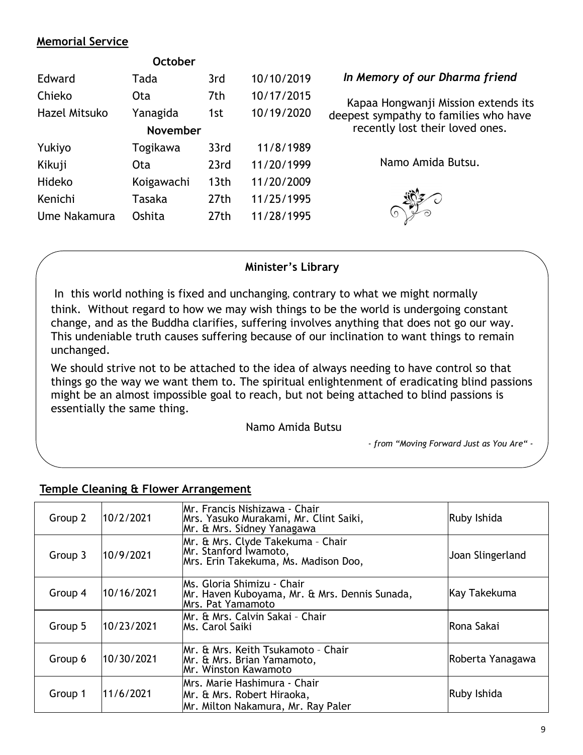## Memorial Service

| | October | | |
|---|---|---|---|
| Edward | Tada | 3rd | 10/10/2019 |
| Chieko | Ota | 7th | 10/17/2015 |
| Hazel Mitsuko | Yanagida | 1st | 10/19/2020 |
| | **November** | | |
| Yukiyo | Togikawa | 33rd | 11/8/1989 |
| Kikuji | Ota | 23rd | 11/20/1999 |
| Hideko | Koigawachi | 13th | 11/20/2009 |
| Kenichi | Tasaka | 27th | 11/25/1995 |
| Ume Nakamura | Oshita | 27th | 11/28/1995 |

***In Memory of our Dharma friend***

Kapaa Hongwanji Mission extends its deepest sympathy to families who have recently lost their loved ones.

Namo Amida Butsu.

### Minister's Library

In this world nothing is fixed and unchanging, contrary to what we might normally think. Without regard to how we may wish things to be the world is undergoing constant change, and as the Buddha clarifies, suffering involves anything that does not go our way. This undeniable truth causes suffering because of our inclination to want things to remain unchanged.

We should strive not to be attached to the idea of always needing to have control so that things go the way we want them to. The spiritual enlightenment of eradicating blind passions might be an almost impossible goal to reach, but not being attached to blind passions is essentially the same thing.

Namo Amida Butsu

*- from "Moving Forward Just as You Are" -*

## Temple Cleaning & Flower Arrangement

| Group | Date | Members | Flower Arrangement |
|---|---|---|---|
| Group 2 | 10/2/2021 | Mr. Francis Nishizawa - Chair<br>Mrs. Yasuko Murakami, Mr. Clint Saiki,<br>Mr. & Mrs. Sidney Yanagawa | Ruby Ishida |
| Group 3 | 10/9/2021 | Mr. & Mrs. Clyde Takekuma – Chair<br>Mr. Stanford Iwamoto,<br>Mrs. Erin Takekuma, Ms. Madison Doo, | Joan Slingerland |
| Group 4 | 10/16/2021 | Ms. Gloria Shimizu - Chair<br>Mr. Haven Kuboyama, Mr. & Mrs. Dennis Sunada,<br>Mrs. Pat Yamamoto | Kay Takekuma |
| Group 5 | 10/23/2021 | Mr. & Mrs. Calvin Sakai – Chair<br>Ms. Carol Saiki | Rona Sakai |
| Group 6 | 10/30/2021 | Mr. & Mrs. Keith Tsukamoto - Chair<br>Mr. & Mrs. Brian Yamamoto,<br>Mr. Winston Kawamoto | Roberta Yanagawa |
| Group 1 | 11/6/2021 | Mrs. Marie Hashimura - Chair<br>Mr. & Mrs. Robert Hiraoka,<br>Mr. Milton Nakamura, Mr. Ray Paler | Ruby Ishida |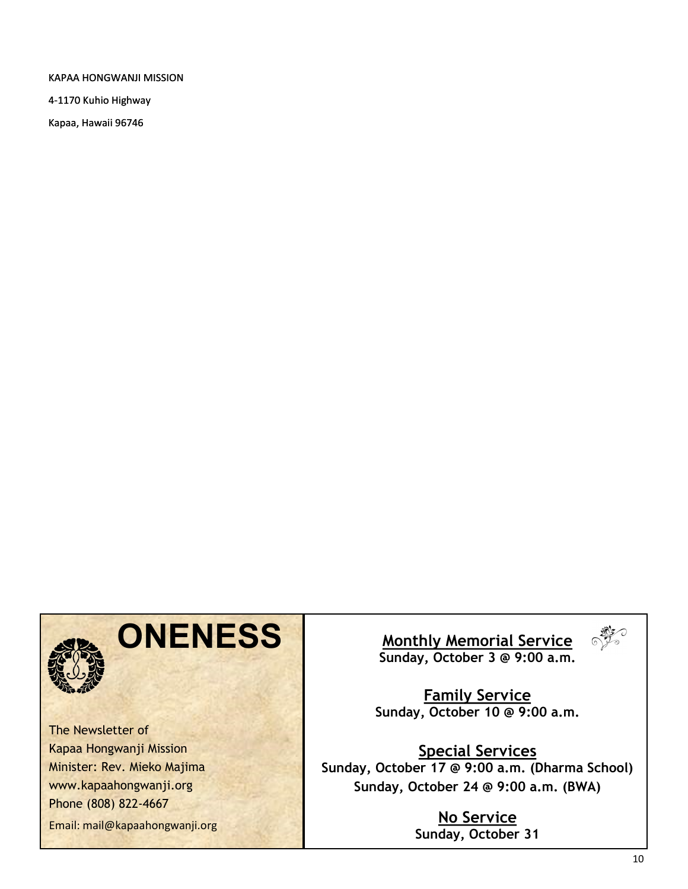KAPAA HONGWANJI MISSION

4-1170 Kuhio Highway

Kapaa, Hawaii 96746

# ONENESS

The Newsletter of
Kapaa Hongwanji Mission
Minister: Rev. Mieko Majima
www.kapaahongwanji.org
Phone (808) 822-4667
Email: mail@kapaahongwanji.org

**Monthly Memorial Service**
**Sunday, October 3 @ 9:00 a.m.**

**Family Service**
**Sunday, October 10 @ 9:00 a.m.**

**Special Services**
**Sunday, October 17 @ 9:00 a.m. (Dharma School)**
**Sunday, October 24 @ 9:00 a.m. (BWA)**

**No Service**
**Sunday, October 31**